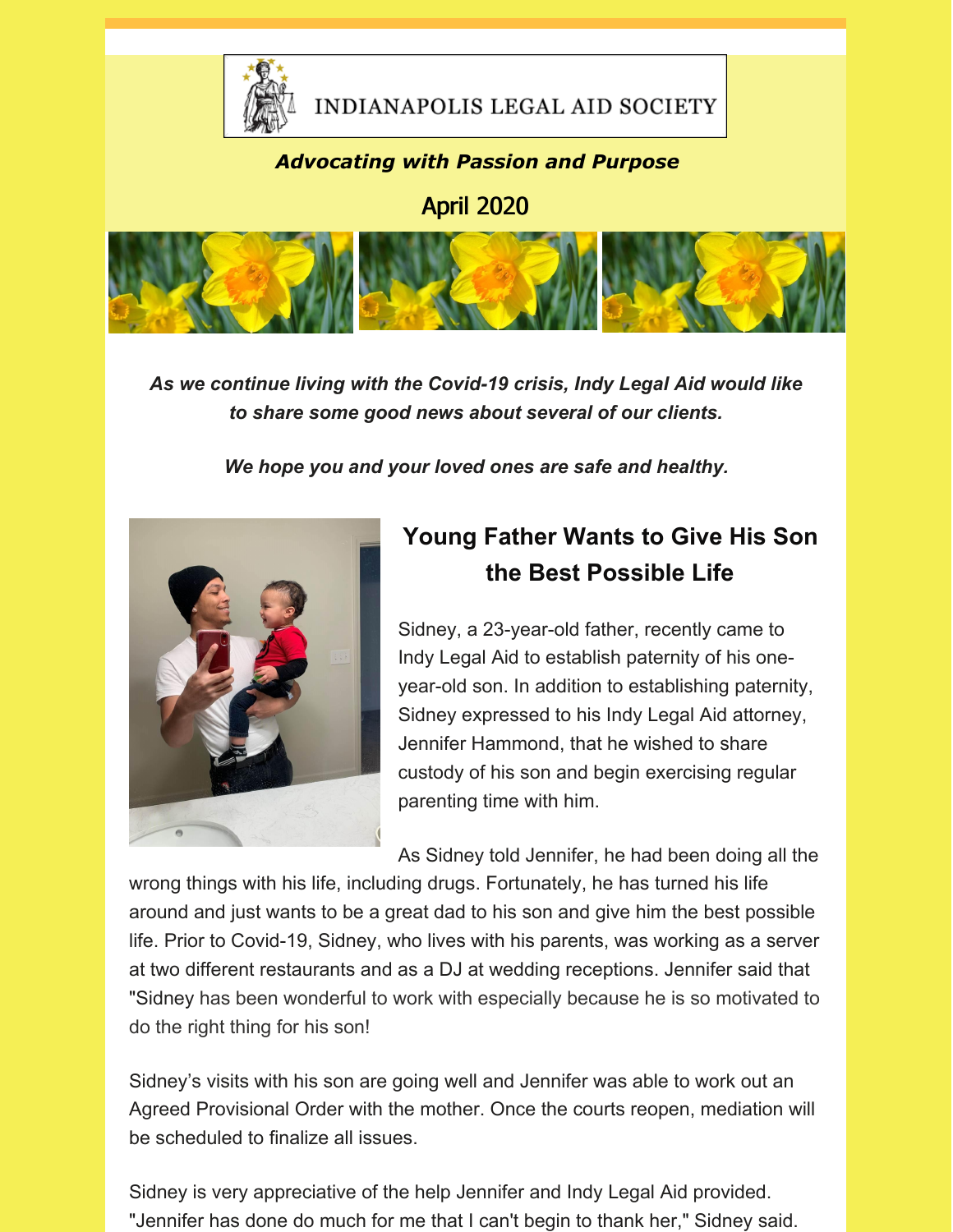INDIANAPOLIS LEGAL AID SOCIETY

***Advocating with Passion and Purpose***

April 2020

***As we continue living with the Covid-19 crisis, Indy Legal Aid would like to share some good news about several of our clients.***

***We hope you and your loved ones are safe and healthy.***

## Young Father Wants to Give His Son the Best Possible Life

Sidney, a 23-year-old father, recently came to Indy Legal Aid to establish paternity of his one-year-old son. In addition to establishing paternity, Sidney expressed to his Indy Legal Aid attorney, Jennifer Hammond, that he wished to share custody of his son and begin exercising regular parenting time with him.

As Sidney told Jennifer, he had been doing all the wrong things with his life, including drugs. Fortunately, he has turned his life around and just wants to be a great dad to his son and give him the best possible life. Prior to Covid-19, Sidney, who lives with his parents, was working as a server at two different restaurants and as a DJ at wedding receptions. Jennifer said that "Sidney has been wonderful to work with especially because he is so motivated to do the right thing for his son!

Sidney's visits with his son are going well and Jennifer was able to work out an Agreed Provisional Order with the mother. Once the courts reopen, mediation will be scheduled to finalize all issues.

Sidney is very appreciative of the help Jennifer and Indy Legal Aid provided. "Jennifer has done do much for me that I can't begin to thank her," Sidney said.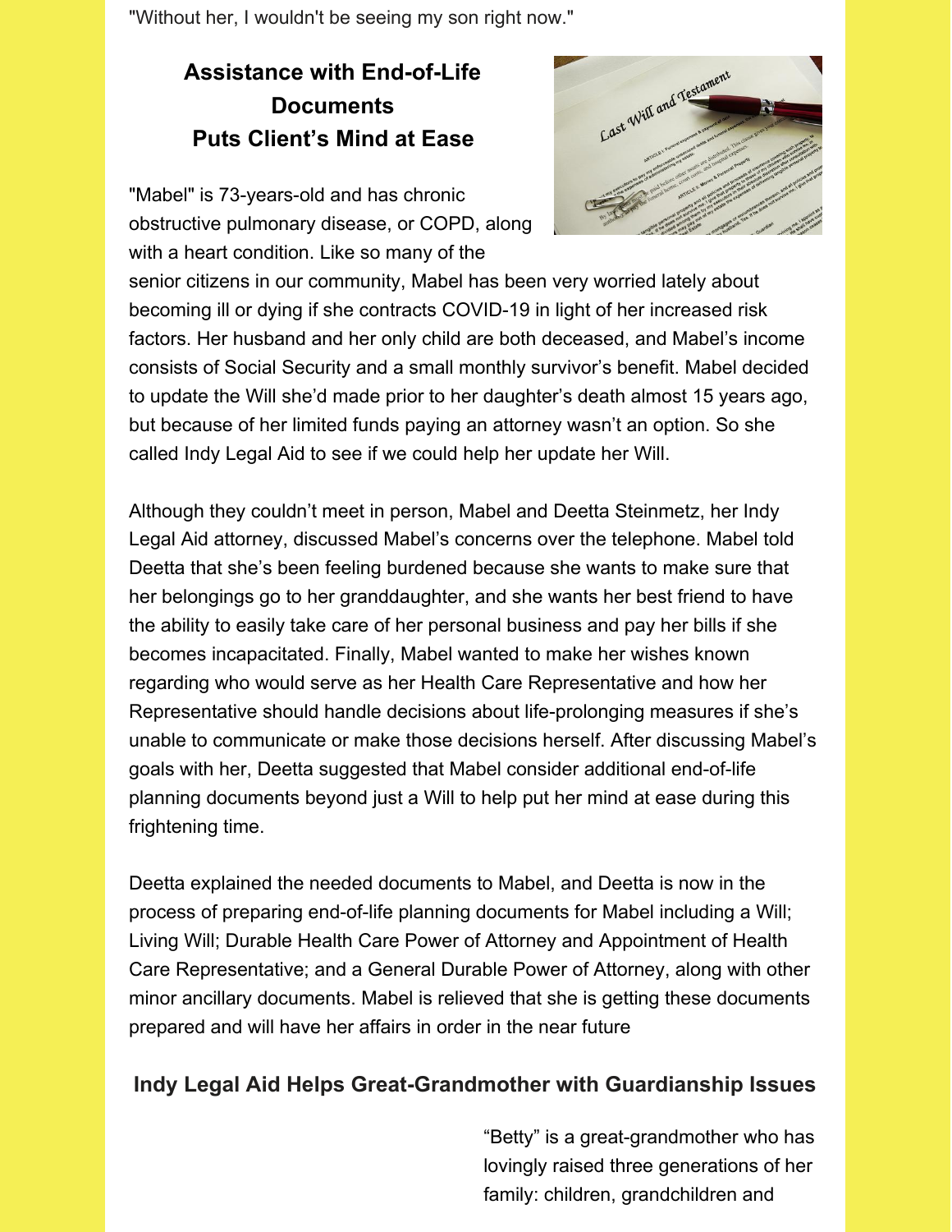"Without her, I wouldn't be seeing my son right now."

## Assistance with End-of-Life Documents Puts Client's Mind at Ease

"Mabel" is 73-years-old and has chronic obstructive pulmonary disease, or COPD, along with a heart condition. Like so many of the senior citizens in our community, Mabel has been very worried lately about becoming ill or dying if she contracts COVID-19 in light of her increased risk factors. Her husband and her only child are both deceased, and Mabel's income consists of Social Security and a small monthly survivor's benefit. Mabel decided to update the Will she'd made prior to her daughter's death almost 15 years ago, but because of her limited funds paying an attorney wasn't an option. So she called Indy Legal Aid to see if we could help her update her Will.

Although they couldn't meet in person, Mabel and Deetta Steinmetz, her Indy Legal Aid attorney, discussed Mabel's concerns over the telephone. Mabel told Deetta that she's been feeling burdened because she wants to make sure that her belongings go to her granddaughter, and she wants her best friend to have the ability to easily take care of her personal business and pay her bills if she becomes incapacitated. Finally, Mabel wanted to make her wishes known regarding who would serve as her Health Care Representative and how her Representative should handle decisions about life-prolonging measures if she's unable to communicate or make those decisions herself. After discussing Mabel's goals with her, Deetta suggested that Mabel consider additional end-of-life planning documents beyond just a Will to help put her mind at ease during this frightening time.

Deetta explained the needed documents to Mabel, and Deetta is now in the process of preparing end-of-life planning documents for Mabel including a Will; Living Will; Durable Health Care Power of Attorney and Appointment of Health Care Representative; and a General Durable Power of Attorney, along with other minor ancillary documents. Mabel is relieved that she is getting these documents prepared and will have her affairs in order in the near future

## Indy Legal Aid Helps Great-Grandmother with Guardianship Issues

"Betty" is a great-grandmother who has lovingly raised three generations of her family: children, grandchildren and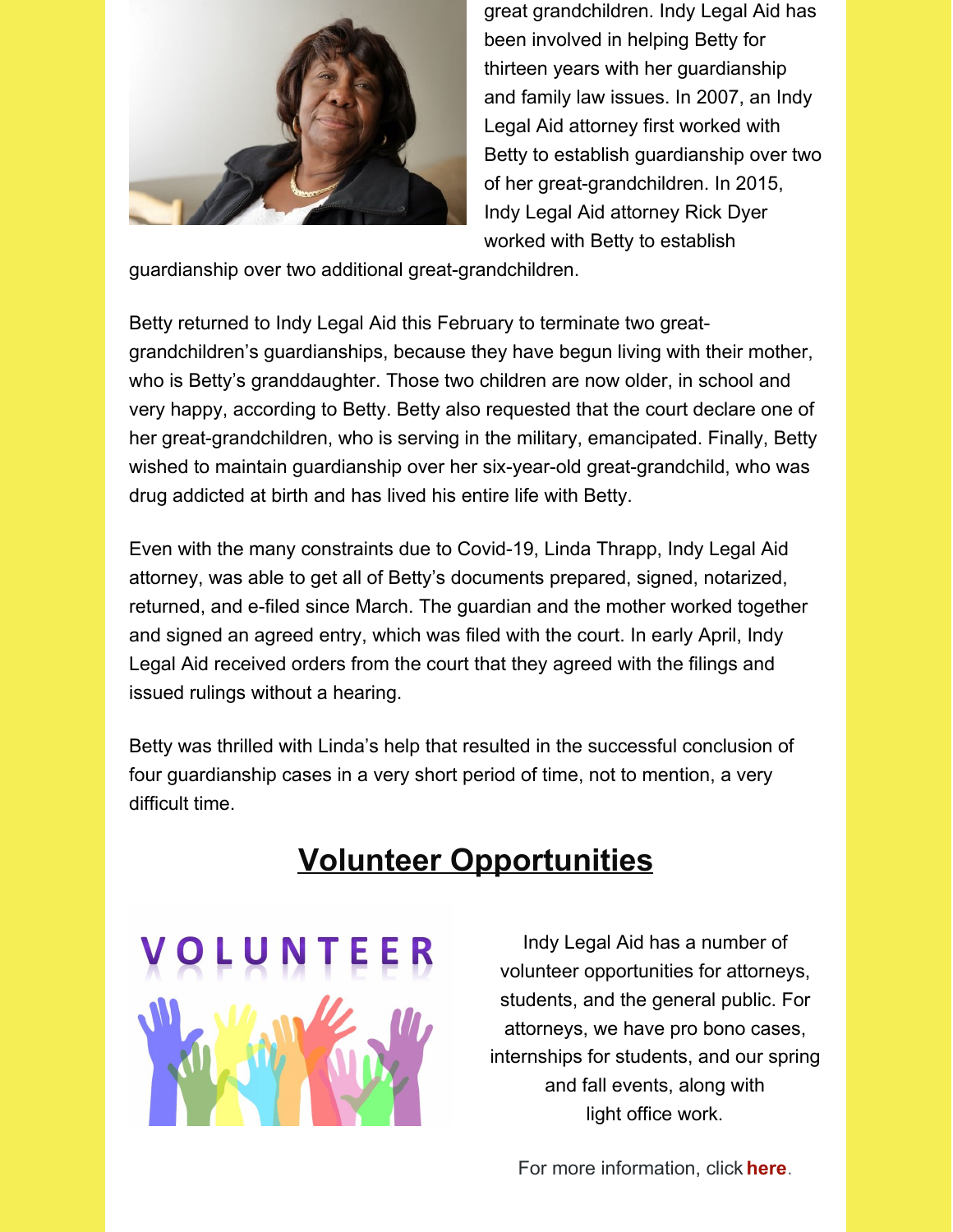great grandchildren. Indy Legal Aid has been involved in helping Betty for thirteen years with her guardianship and family law issues. In 2007, an Indy Legal Aid attorney first worked with Betty to establish guardianship over two of her great-grandchildren. In 2015, Indy Legal Aid attorney Rick Dyer worked with Betty to establish guardianship over two additional great-grandchildren.

Betty returned to Indy Legal Aid this February to terminate two great-grandchildren's guardianships, because they have begun living with their mother, who is Betty's granddaughter. Those two children are now older, in school and very happy, according to Betty. Betty also requested that the court declare one of her great-grandchildren, who is serving in the military, emancipated. Finally, Betty wished to maintain guardianship over her six-year-old great-grandchild, who was drug addicted at birth and has lived his entire life with Betty.

Even with the many constraints due to Covid-19, Linda Thrapp, Indy Legal Aid attorney, was able to get all of Betty's documents prepared, signed, notarized, returned, and e-filed since March. The guardian and the mother worked together and signed an agreed entry, which was filed with the court. In early April, Indy Legal Aid received orders from the court that they agreed with the filings and issued rulings without a hearing.

Betty was thrilled with Linda's help that resulted in the successful conclusion of four guardianship cases in a very short period of time, not to mention, a very difficult time.

## Volunteer Opportunities

Indy Legal Aid has a number of volunteer opportunities for attorneys, students, and the general public. For attorneys, we have pro bono cases, internships for students, and our spring and fall events, along with light office work.

For more information, click **here**.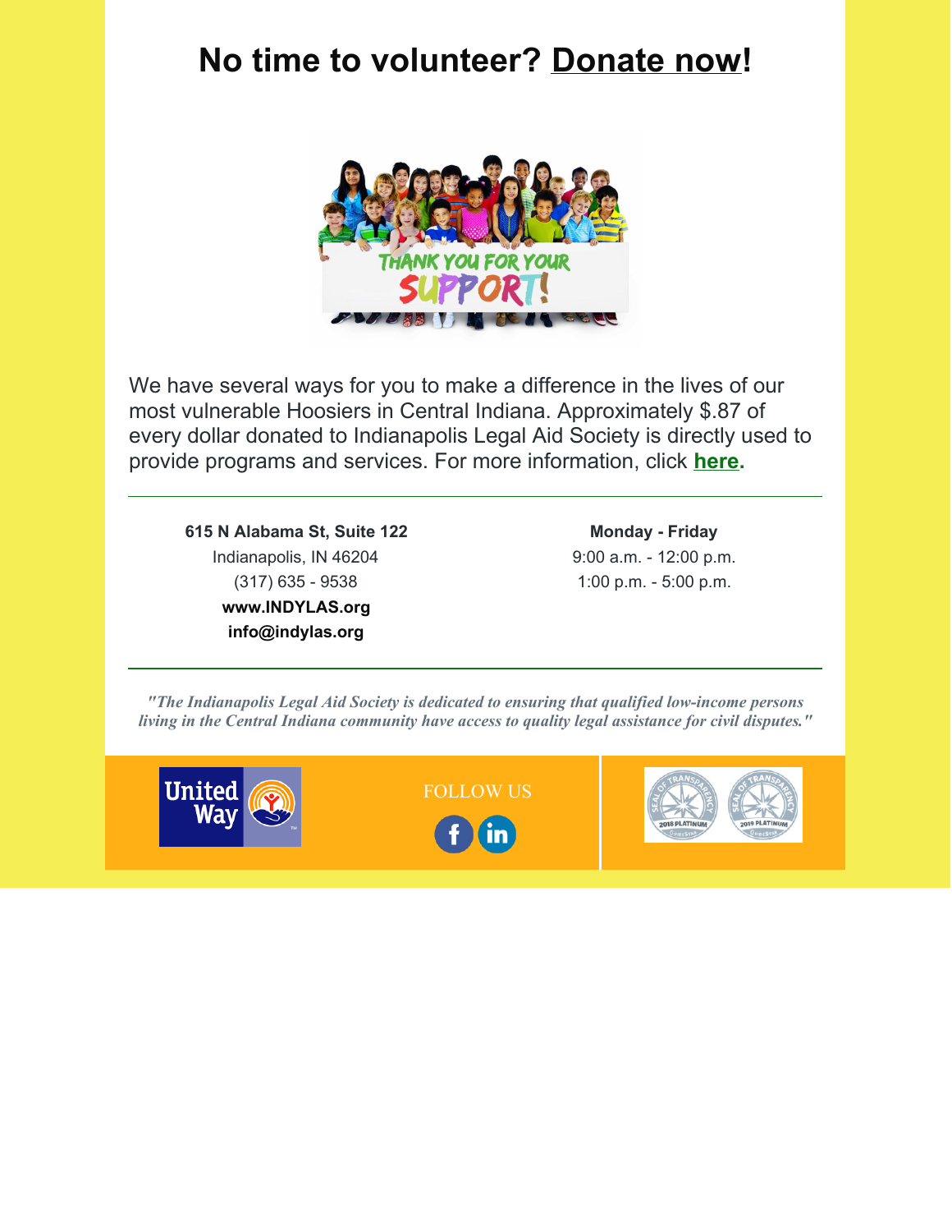# No time to volunteer? Donate now!

We have several ways for you to make a difference in the lives of our most vulnerable Hoosiers in Central Indiana. Approximately $.87 of every dollar donated to Indianapolis Legal Aid Society is directly used to provide programs and services. For more information, click **here.**

---

**615 N Alabama St, Suite 122**
Indianapolis, IN 46204
(317) 635 - 9538
**www.INDYLAS.org**
**info@indylas.org**

**Monday - Friday**
9:00 a.m. - 12:00 p.m.
1:00 p.m. - 5:00 p.m.

---

*"The Indianapolis Legal Aid Society is dedicated to ensuring that qualified low-income persons living in the Central Indiana community have access to quality legal assistance for civil disputes."*

FOLLOW US